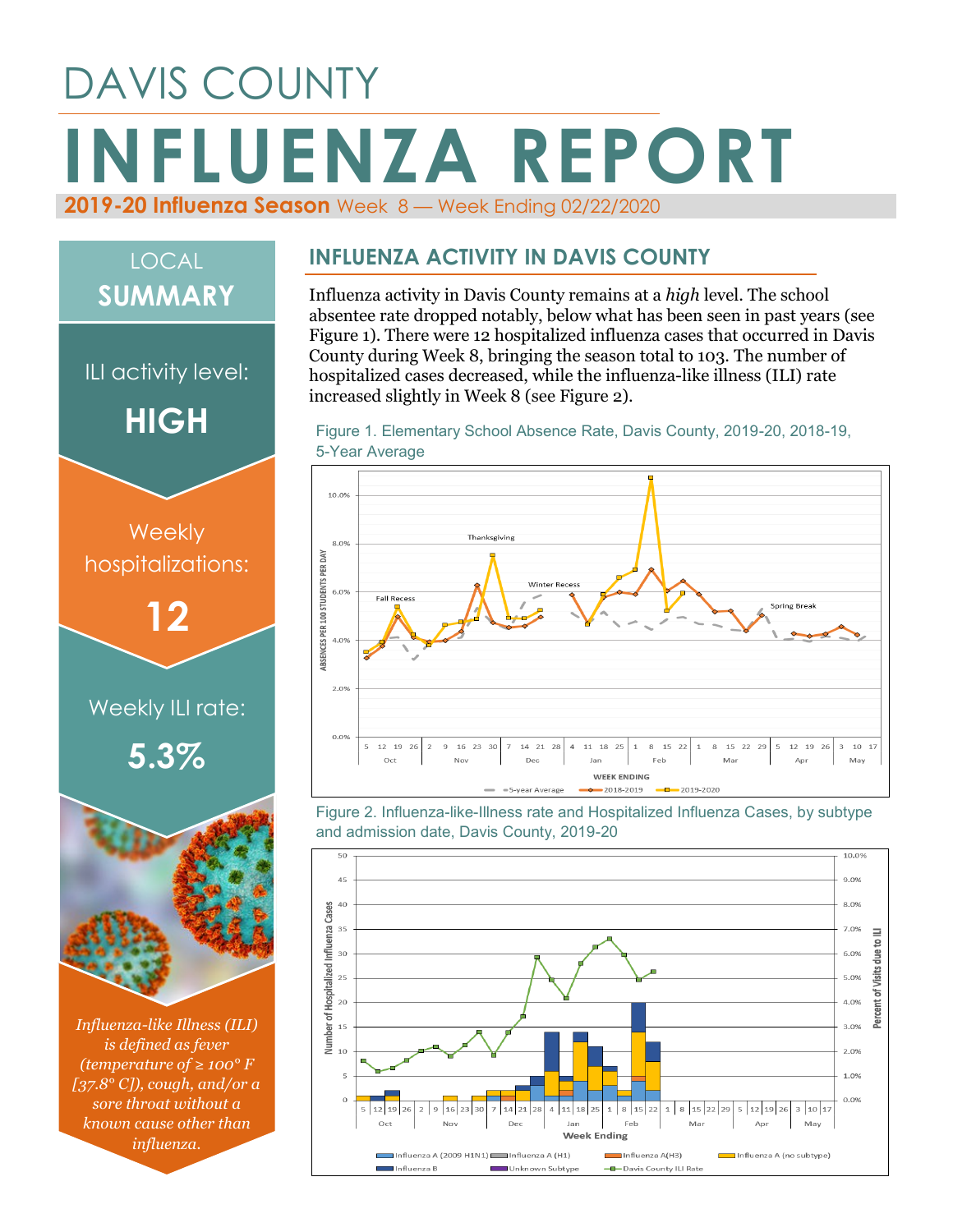# DAVIS COUNTY

# INFLUENZA REPORT

**2019-20 Influenza Season** Week 8 — Week Ending 02/22/2020

## LOCAL SUMMARY

ILI activity level:

**HIGH**

Weekly hospitalizations:

**12**

Weekly ILI rate:

**5.3%**

*Influenza-like Illness (ILI) is defined as fever (temperature of ≥ 100° F [37.8° C]), cough, and/or a sore throat without a known cause other than influenza.*

## INFLUENZA ACTIVITY IN DAVIS COUNTY

Influenza activity in Davis County remains at a *high* level. The school absentee rate dropped notably, below what has been seen in past years (see Figure 1). There were 12 hospitalized influenza cases that occurred in Davis County during Week 8, bringing the season total to 103. The number of hospitalized cases decreased, while the influenza-like illness (ILI) rate increased slightly in Week 8 (see Figure 2).

Figure 1. Elementary School Absence Rate, Davis County, 2019-20, 2018-19, 5-Year Average

Figure 2. Influenza-like-Illness rate and Hospitalized Influenza Cases, by subtype and admission date, Davis County, 2019-20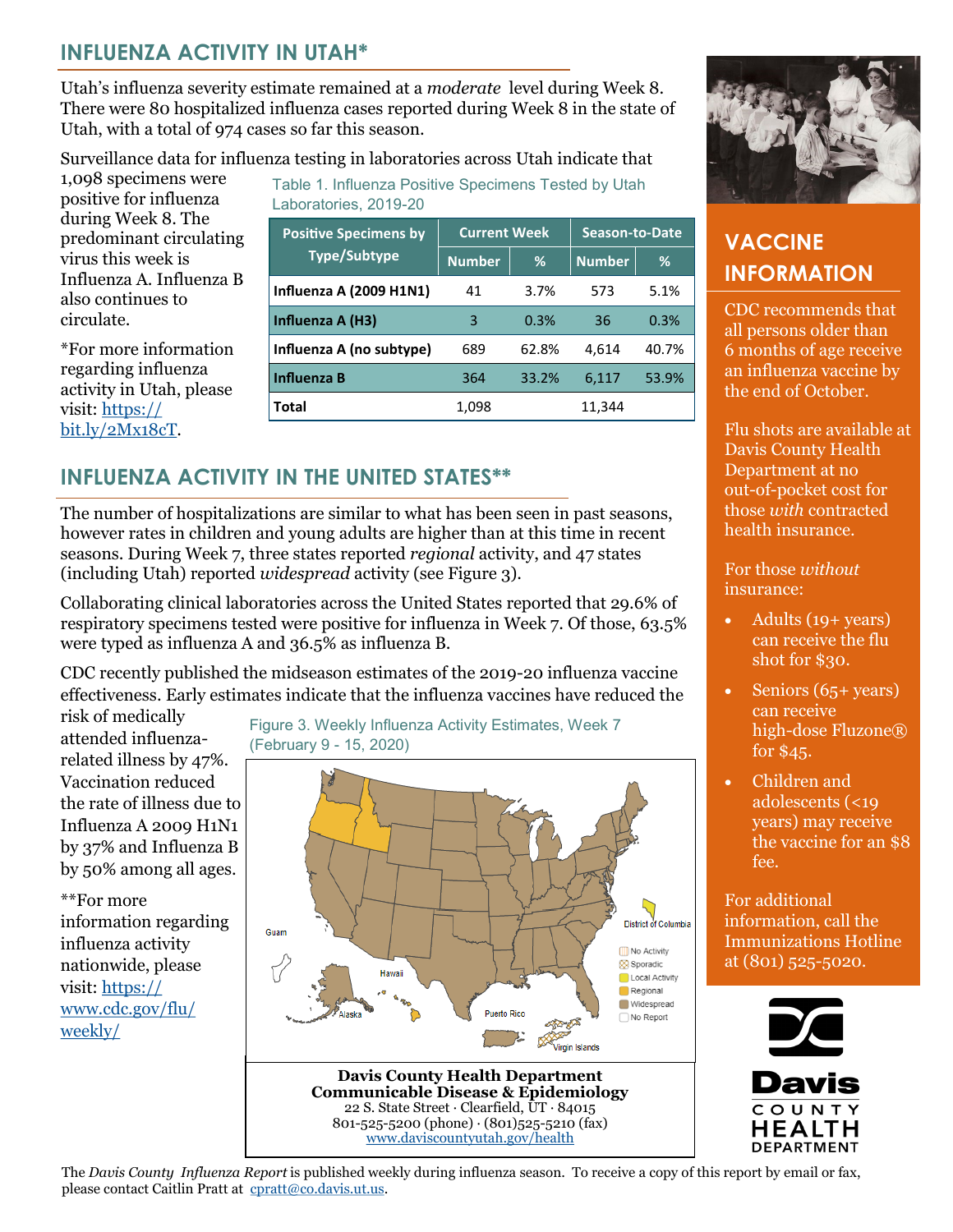## INFLUENZA ACTIVITY IN UTAH*

Utah's influenza severity estimate remained at a *moderate* level during Week 8. There were 80 hospitalized influenza cases reported during Week 8 in the state of Utah, with a total of 974 cases so far this season.

Surveillance data for influenza testing in laboratories across Utah indicate that 1,098 specimens were positive for influenza during Week 8. The predominant circulating virus this week is Influenza A. Influenza B also continues to circulate.

*For more information regarding influenza activity in Utah, please visit: https://bit.ly/2Mx18cT.

Table 1. Influenza Positive Specimens Tested by Utah Laboratories, 2019-20

| Positive Specimens by Type/Subtype | Current Week | | Season-to-Date | |
|---|---|---|---|---|
| | Number | % | Number | % |
| Influenza A (2009 H1N1) | 41 | 3.7% | 573 | 5.1% |
| Influenza A (H3) | 3 | 0.3% | 36 | 0.3% |
| Influenza A (no subtype) | 689 | 62.8% | 4,614 | 40.7% |
| Influenza B | 364 | 33.2% | 6,117 | 53.9% |
| Total | 1,098 | | 11,344 | |

## INFLUENZA ACTIVITY IN THE UNITED STATES**

The number of hospitalizations are similar to what has been seen in past seasons, however rates in children and young adults are higher than at this time in recent seasons. During Week 7, three states reported *regional* activity, and 47 states (including Utah) reported *widespread* activity (see Figure 3).

Collaborating clinical laboratories across the United States reported that 29.6% of respiratory specimens tested were positive for influenza in Week 7. Of those, 63.5% were typed as influenza A and 36.5% as influenza B.

CDC recently published the midseason estimates of the 2019-20 influenza vaccine effectiveness. Early estimates indicate that the influenza vaccines have reduced the risk of medically attended influenza-related illness by 47%. Vaccination reduced the rate of illness due to Influenza A 2009 H1N1 by 37% and Influenza B by 50% among all ages.

**For more information regarding influenza activity nationwide, please visit: https://www.cdc.gov/flu/weekly/

Figure 3. Weekly Influenza Activity Estimates, Week 7 (February 9 - 15, 2020)

Guam
Hawaii
Alaska
Puerto Rico
Virgin Islands
District of Columbia
No Activity
Sporadic
Local Activity
Regional
Widespread
No Report

## VACCINE INFORMATION

CDC recommends that all persons older than 6 months of age receive an influenza vaccine by the end of October.

Flu shots are available at Davis County Health Department at no out-of-pocket cost for those *with* contracted health insurance.

For those *without* insurance:

- Adults (19+ years) can receive the flu shot for $30.
- Seniors (65+ years) can receive high-dose Fluzone® for $45.
- Children and adolescents (<19 years) may receive the vaccine for an $8 fee.

For additional information, call the Immunizations Hotline at (801) 525-5020.

**Davis County Health Department**
**Communicable Disease & Epidemiology**
22 S. State Street · Clearfield, UT · 84015
801-525-5200 (phone) · (801)525-5210 (fax)
www.daviscountyutah.gov/health

Davis COUNTY HEALTH DEPARTMENT

The *Davis County Influenza Report* is published weekly during influenza season. To receive a copy of this report by email or fax, please contact Caitlin Pratt at cpratt@co.davis.ut.us.